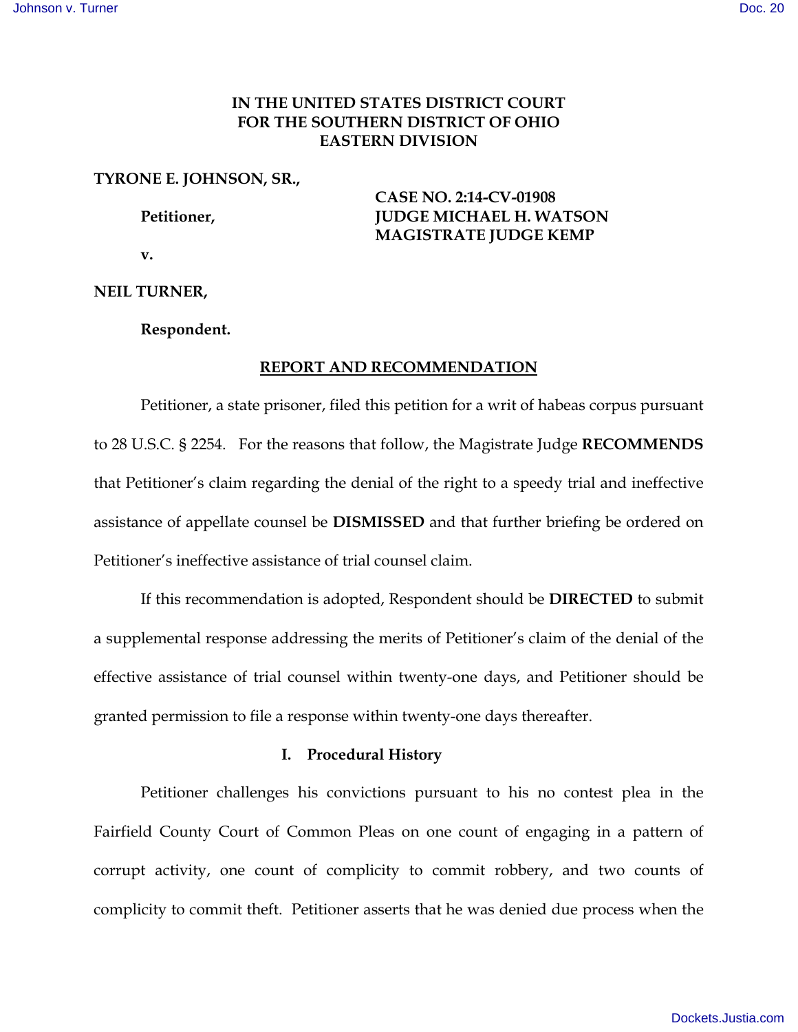**IN THE UNITED STATES DISTRICT COURT**
**FOR THE SOUTHERN DISTRICT OF OHIO**
**EASTERN DIVISION**

**TYRONE E. JOHNSON, SR.,**

**Petitioner,**

**v.**

**NEIL TURNER,**

**Respondent.**

**CASE NO. 2:14-CV-01908**
**JUDGE MICHAEL H. WATSON**
**MAGISTRATE JUDGE KEMP**

## REPORT AND RECOMMENDATION

Petitioner, a state prisoner, filed this petition for a writ of habeas corpus pursuant to 28 U.S.C. § 2254. For the reasons that follow, the Magistrate Judge **RECOMMENDS** that Petitioner's claim regarding the denial of the right to a speedy trial and ineffective assistance of appellate counsel be **DISMISSED** and that further briefing be ordered on Petitioner's ineffective assistance of trial counsel claim.

If this recommendation is adopted, Respondent should be **DIRECTED** to submit a supplemental response addressing the merits of Petitioner's claim of the denial of the effective assistance of trial counsel within twenty-one days, and Petitioner should be granted permission to file a response within twenty-one days thereafter.

### I. Procedural History

Petitioner challenges his convictions pursuant to his no contest plea in the Fairfield County Court of Common Pleas on one count of engaging in a pattern of corrupt activity, one count of complicity to commit robbery, and two counts of complicity to commit theft. Petitioner asserts that he was denied due process when the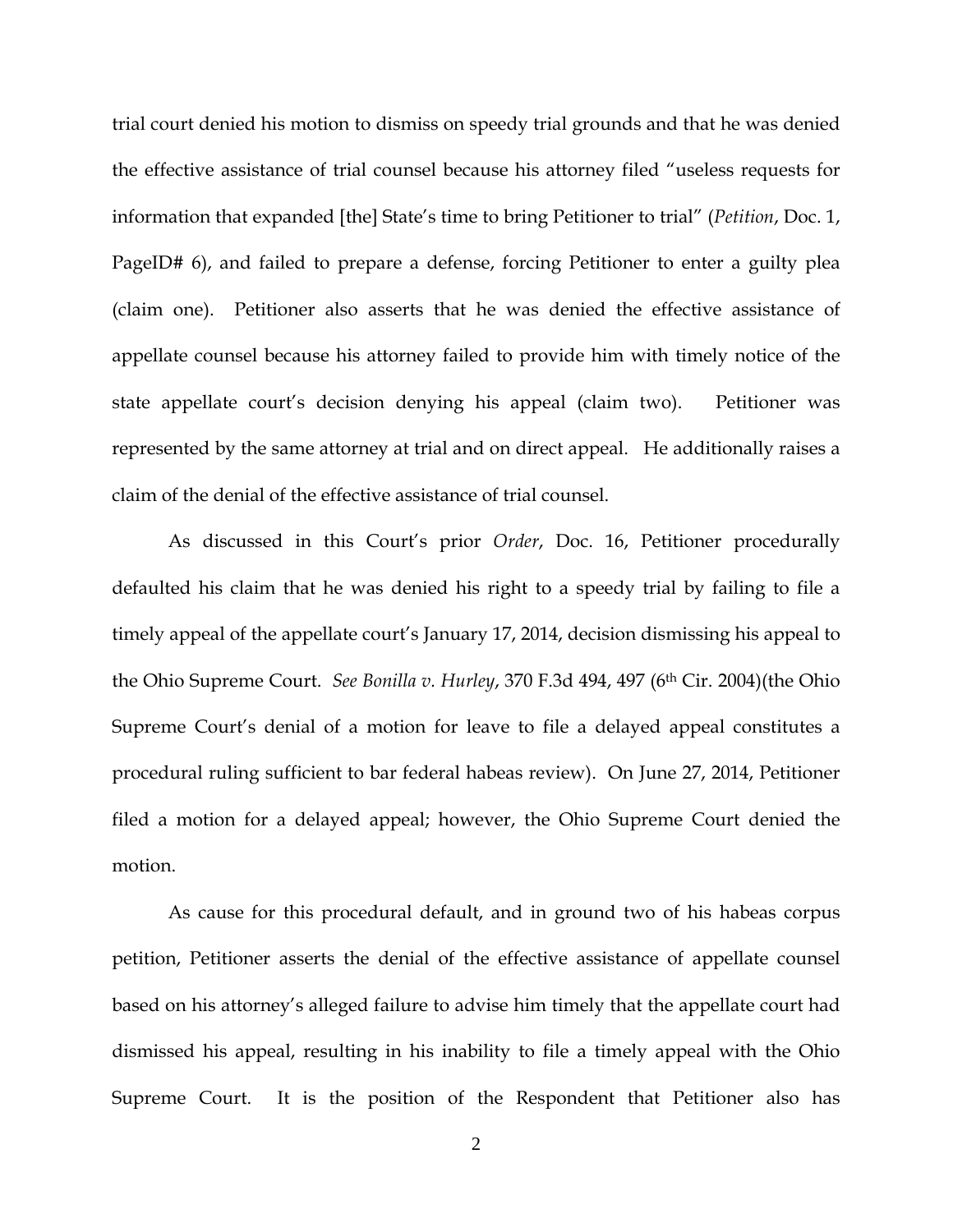trial court denied his motion to dismiss on speedy trial grounds and that he was denied the effective assistance of trial counsel because his attorney filed "useless requests for information that expanded [the] State's time to bring Petitioner to trial" (*Petition*, Doc. 1, PageID# 6), and failed to prepare a defense, forcing Petitioner to enter a guilty plea (claim one). Petitioner also asserts that he was denied the effective assistance of appellate counsel because his attorney failed to provide him with timely notice of the state appellate court's decision denying his appeal (claim two). Petitioner was represented by the same attorney at trial and on direct appeal. He additionally raises a claim of the denial of the effective assistance of trial counsel.

As discussed in this Court's prior *Order*, Doc. 16, Petitioner procedurally defaulted his claim that he was denied his right to a speedy trial by failing to file a timely appeal of the appellate court's January 17, 2014, decision dismissing his appeal to the Ohio Supreme Court. *See Bonilla v. Hurley*, 370 F.3d 494, 497 (6th Cir. 2004)(the Ohio Supreme Court's denial of a motion for leave to file a delayed appeal constitutes a procedural ruling sufficient to bar federal habeas review). On June 27, 2014, Petitioner filed a motion for a delayed appeal; however, the Ohio Supreme Court denied the motion.

As cause for this procedural default, and in ground two of his habeas corpus petition, Petitioner asserts the denial of the effective assistance of appellate counsel based on his attorney's alleged failure to advise him timely that the appellate court had dismissed his appeal, resulting in his inability to file a timely appeal with the Ohio Supreme Court. It is the position of the Respondent that Petitioner also has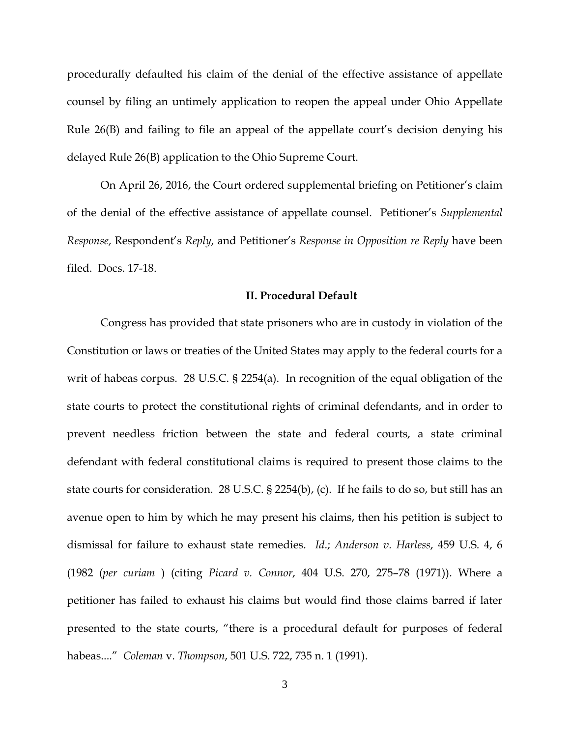procedurally defaulted his claim of the denial of the effective assistance of appellate counsel by filing an untimely application to reopen the appeal under Ohio Appellate Rule 26(B) and failing to file an appeal of the appellate court's decision denying his delayed Rule 26(B) application to the Ohio Supreme Court.

On April 26, 2016, the Court ordered supplemental briefing on Petitioner's claim of the denial of the effective assistance of appellate counsel. Petitioner's *Supplemental Response*, Respondent's *Reply*, and Petitioner's *Response in Opposition re Reply* have been filed. Docs. 17-18.

## II. Procedural Default

Congress has provided that state prisoners who are in custody in violation of the Constitution or laws or treaties of the United States may apply to the federal courts for a writ of habeas corpus. 28 U.S.C. § 2254(a). In recognition of the equal obligation of the state courts to protect the constitutional rights of criminal defendants, and in order to prevent needless friction between the state and federal courts, a state criminal defendant with federal constitutional claims is required to present those claims to the state courts for consideration. 28 U.S.C. § 2254(b), (c). If he fails to do so, but still has an avenue open to him by which he may present his claims, then his petition is subject to dismissal for failure to exhaust state remedies. *Id.*; *Anderson v. Harless*, 459 U.S. 4, 6 (1982 (*per curiam* ) (citing *Picard v. Connor*, 404 U.S. 270, 275–78 (1971)). Where a petitioner has failed to exhaust his claims but would find those claims barred if later presented to the state courts, "there is a procedural default for purposes of federal habeas...." *Coleman* v. *Thompson*, 501 U.S. 722, 735 n. 1 (1991).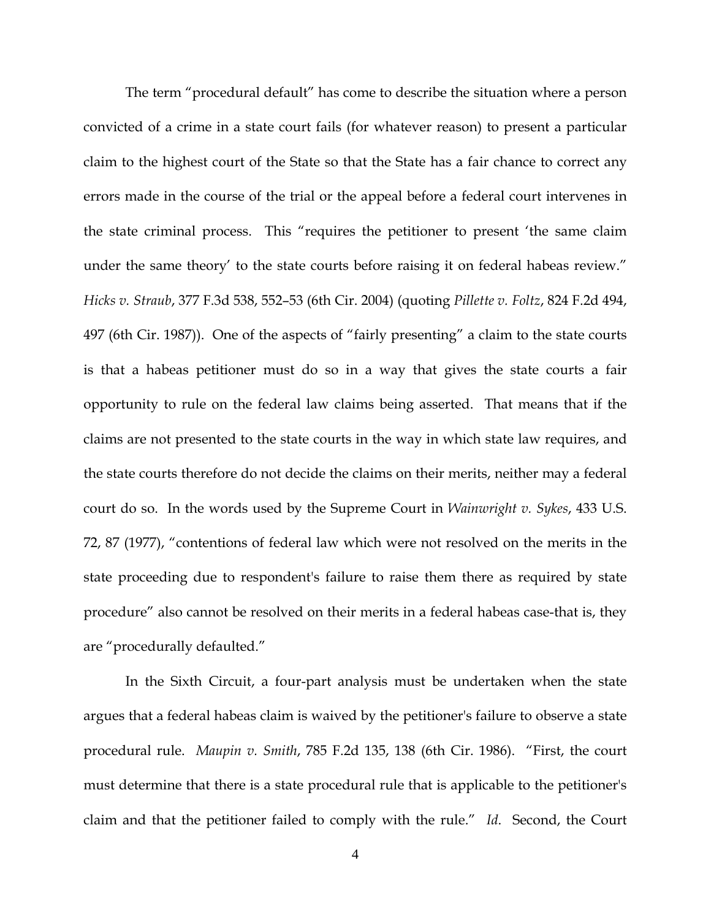The term "procedural default" has come to describe the situation where a person convicted of a crime in a state court fails (for whatever reason) to present a particular claim to the highest court of the State so that the State has a fair chance to correct any errors made in the course of the trial or the appeal before a federal court intervenes in the state criminal process. This "requires the petitioner to present 'the same claim under the same theory' to the state courts before raising it on federal habeas review." *Hicks v. Straub*, 377 F.3d 538, 552–53 (6th Cir. 2004) (quoting *Pillette v. Foltz*, 824 F.2d 494, 497 (6th Cir. 1987)). One of the aspects of "fairly presenting" a claim to the state courts is that a habeas petitioner must do so in a way that gives the state courts a fair opportunity to rule on the federal law claims being asserted. That means that if the claims are not presented to the state courts in the way in which state law requires, and the state courts therefore do not decide the claims on their merits, neither may a federal court do so. In the words used by the Supreme Court in *Wainwright v. Sykes*, 433 U.S. 72, 87 (1977), "contentions of federal law which were not resolved on the merits in the state proceeding due to respondent's failure to raise them there as required by state procedure" also cannot be resolved on their merits in a federal habeas case-that is, they are "procedurally defaulted."

In the Sixth Circuit, a four-part analysis must be undertaken when the state argues that a federal habeas claim is waived by the petitioner's failure to observe a state procedural rule. *Maupin v. Smith*, 785 F.2d 135, 138 (6th Cir. 1986). "First, the court must determine that there is a state procedural rule that is applicable to the petitioner's claim and that the petitioner failed to comply with the rule." *Id.* Second, the Court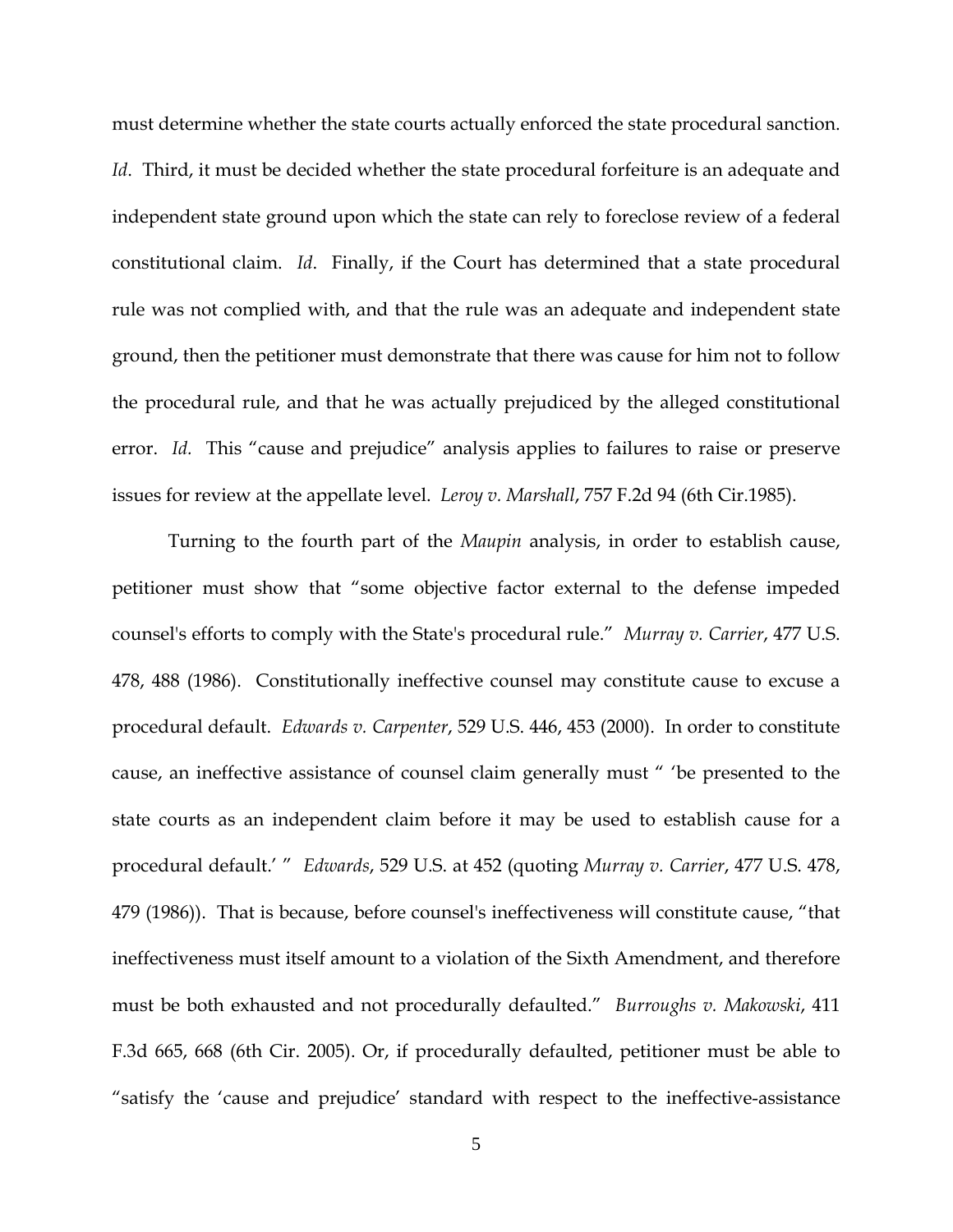must determine whether the state courts actually enforced the state procedural sanction. *Id*. Third, it must be decided whether the state procedural forfeiture is an adequate and independent state ground upon which the state can rely to foreclose review of a federal constitutional claim. *Id*. Finally, if the Court has determined that a state procedural rule was not complied with, and that the rule was an adequate and independent state ground, then the petitioner must demonstrate that there was cause for him not to follow the procedural rule, and that he was actually prejudiced by the alleged constitutional error. *Id.* This "cause and prejudice" analysis applies to failures to raise or preserve issues for review at the appellate level. *Leroy v. Marshall*, 757 F.2d 94 (6th Cir.1985).

Turning to the fourth part of the *Maupin* analysis, in order to establish cause, petitioner must show that "some objective factor external to the defense impeded counsel's efforts to comply with the State's procedural rule." *Murray v. Carrier*, 477 U.S. 478, 488 (1986). Constitutionally ineffective counsel may constitute cause to excuse a procedural default. *Edwards v. Carpenter*, 529 U.S. 446, 453 (2000). In order to constitute cause, an ineffective assistance of counsel claim generally must " 'be presented to the state courts as an independent claim before it may be used to establish cause for a procedural default.' " *Edwards*, 529 U.S. at 452 (quoting *Murray v. Carrier*, 477 U.S. 478, 479 (1986)). That is because, before counsel's ineffectiveness will constitute cause, "that ineffectiveness must itself amount to a violation of the Sixth Amendment, and therefore must be both exhausted and not procedurally defaulted." *Burroughs v. Makowski*, 411 F.3d 665, 668 (6th Cir. 2005). Or, if procedurally defaulted, petitioner must be able to "satisfy the 'cause and prejudice' standard with respect to the ineffective-assistance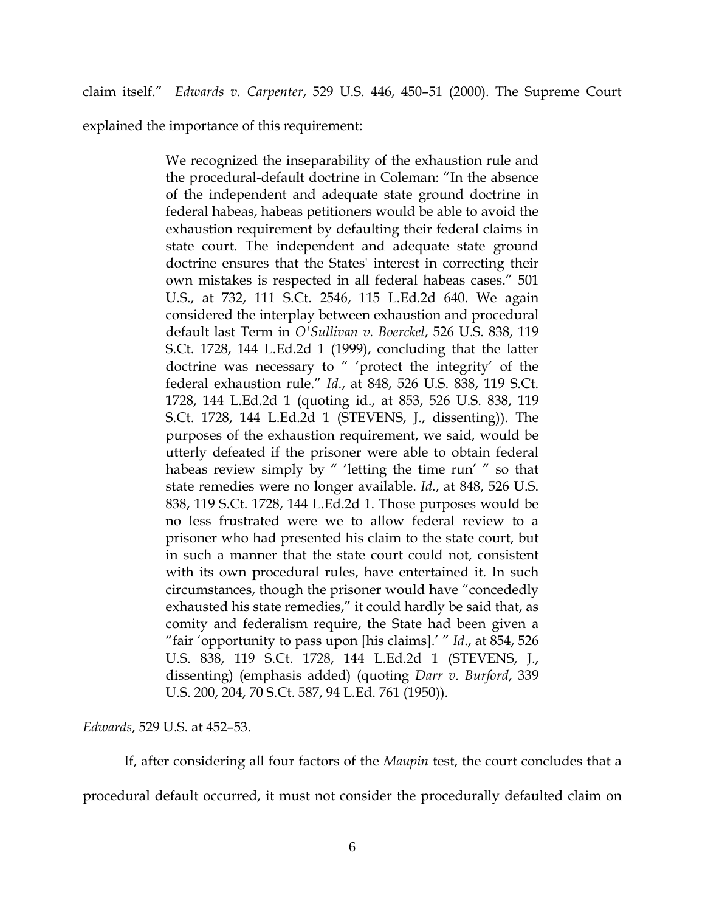claim itself." *Edwards v. Carpenter*, 529 U.S. 446, 450–51 (2000). The Supreme Court explained the importance of this requirement:

> We recognized the inseparability of the exhaustion rule and the procedural-default doctrine in Coleman: "In the absence of the independent and adequate state ground doctrine in federal habeas, habeas petitioners would be able to avoid the exhaustion requirement by defaulting their federal claims in state court. The independent and adequate state ground doctrine ensures that the States' interest in correcting their own mistakes is respected in all federal habeas cases." 501 U.S., at 732, 111 S.Ct. 2546, 115 L.Ed.2d 640. We again considered the interplay between exhaustion and procedural default last Term in *O'Sullivan v. Boerckel*, 526 U.S. 838, 119 S.Ct. 1728, 144 L.Ed.2d 1 (1999), concluding that the latter doctrine was necessary to " 'protect the integrity' of the federal exhaustion rule." *Id*., at 848, 526 U.S. 838, 119 S.Ct. 1728, 144 L.Ed.2d 1 (quoting id., at 853, 526 U.S. 838, 119 S.Ct. 1728, 144 L.Ed.2d 1 (STEVENS, J., dissenting)). The purposes of the exhaustion requirement, we said, would be utterly defeated if the prisoner were able to obtain federal habeas review simply by " 'letting the time run' " so that state remedies were no longer available. *Id*., at 848, 526 U.S. 838, 119 S.Ct. 1728, 144 L.Ed.2d 1. Those purposes would be no less frustrated were we to allow federal review to a prisoner who had presented his claim to the state court, but in such a manner that the state court could not, consistent with its own procedural rules, have entertained it. In such circumstances, though the prisoner would have "concededly exhausted his state remedies," it could hardly be said that, as comity and federalism require, the State had been given a "fair 'opportunity to pass upon [his claims].' " *Id*., at 854, 526 U.S. 838, 119 S.Ct. 1728, 144 L.Ed.2d 1 (STEVENS, J., dissenting) (emphasis added) (quoting *Darr v. Burford*, 339 U.S. 200, 204, 70 S.Ct. 587, 94 L.Ed. 761 (1950)).

*Edwards*, 529 U.S. at 452–53.

If, after considering all four factors of the *Maupin* test, the court concludes that a procedural default occurred, it must not consider the procedurally defaulted claim on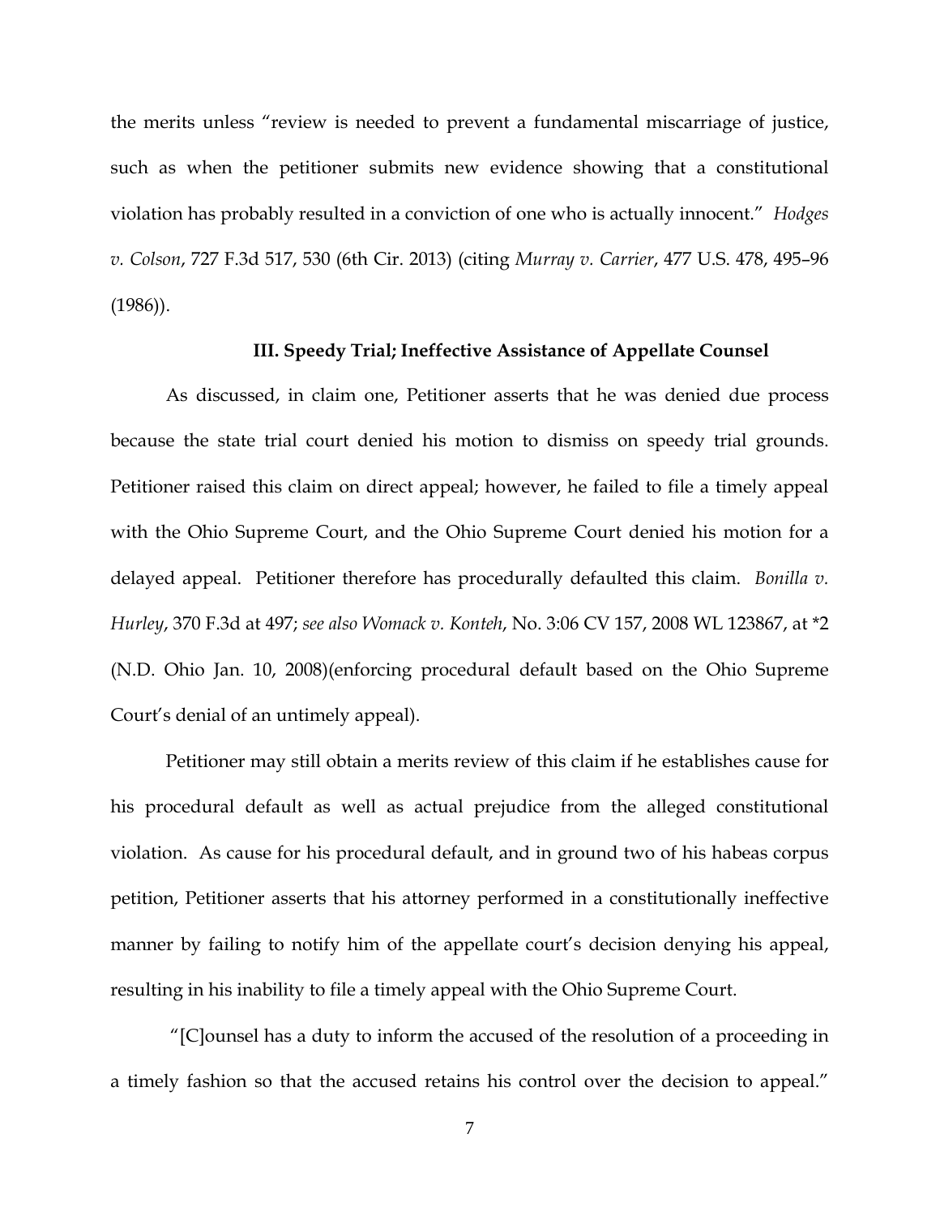the merits unless "review is needed to prevent a fundamental miscarriage of justice, such as when the petitioner submits new evidence showing that a constitutional violation has probably resulted in a conviction of one who is actually innocent." *Hodges v. Colson*, 727 F.3d 517, 530 (6th Cir. 2013) (citing *Murray v. Carrier*, 477 U.S. 478, 495–96 (1986)).

### III. Speedy Trial; Ineffective Assistance of Appellate Counsel

As discussed, in claim one, Petitioner asserts that he was denied due process because the state trial court denied his motion to dismiss on speedy trial grounds. Petitioner raised this claim on direct appeal; however, he failed to file a timely appeal with the Ohio Supreme Court, and the Ohio Supreme Court denied his motion for a delayed appeal. Petitioner therefore has procedurally defaulted this claim. *Bonilla v. Hurley*, 370 F.3d at 497; *see also Womack v. Konteh*, No. 3:06 CV 157, 2008 WL 123867, at *2 (N.D. Ohio Jan. 10, 2008)(enforcing procedural default based on the Ohio Supreme Court's denial of an untimely appeal).

Petitioner may still obtain a merits review of this claim if he establishes cause for his procedural default as well as actual prejudice from the alleged constitutional violation. As cause for his procedural default, and in ground two of his habeas corpus petition, Petitioner asserts that his attorney performed in a constitutionally ineffective manner by failing to notify him of the appellate court's decision denying his appeal, resulting in his inability to file a timely appeal with the Ohio Supreme Court.

"[C]ounsel has a duty to inform the accused of the resolution of a proceeding in a timely fashion so that the accused retains his control over the decision to appeal."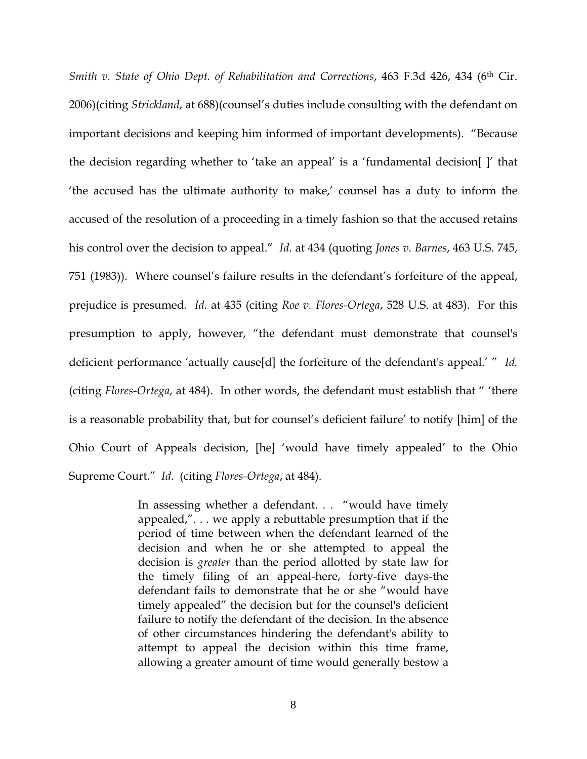*Smith v. State of Ohio Dept. of Rehabilitation and Corrections*, 463 F.3d 426, 434 (6th Cir. 2006)(citing *Strickland*, at 688)(counsel's duties include consulting with the defendant on important decisions and keeping him informed of important developments). "Because the decision regarding whether to 'take an appeal' is a 'fundamental decision[ ]' that 'the accused has the ultimate authority to make,' counsel has a duty to inform the accused of the resolution of a proceeding in a timely fashion so that the accused retains his control over the decision to appeal." *Id.* at 434 (quoting *Jones v. Barnes*, 463 U.S. 745, 751 (1983)). Where counsel's failure results in the defendant's forfeiture of the appeal, prejudice is presumed. *Id.* at 435 (citing *Roe v. Flores-Ortega*, 528 U.S. at 483). For this presumption to apply, however, "the defendant must demonstrate that counsel's deficient performance 'actually cause[d] the forfeiture of the defendant's appeal.' " *Id.* (citing *Flores-Ortega*, at 484). In other words, the defendant must establish that " 'there is a reasonable probability that, but for counsel's deficient failure' to notify [him] of the Ohio Court of Appeals decision, [he] 'would have timely appealed' to the Ohio Supreme Court." *Id*. (citing *Flores-Ortega*, at 484).

> In assessing whether a defendant. . . "would have timely appealed,". . . we apply a rebuttable presumption that if the period of time between when the defendant learned of the decision and when he or she attempted to appeal the decision is *greater* than the period allotted by state law for the timely filing of an appeal-here, forty-five days-the defendant fails to demonstrate that he or she "would have timely appealed" the decision but for the counsel's deficient failure to notify the defendant of the decision. In the absence of other circumstances hindering the defendant's ability to attempt to appeal the decision within this time frame, allowing a greater amount of time would generally bestow a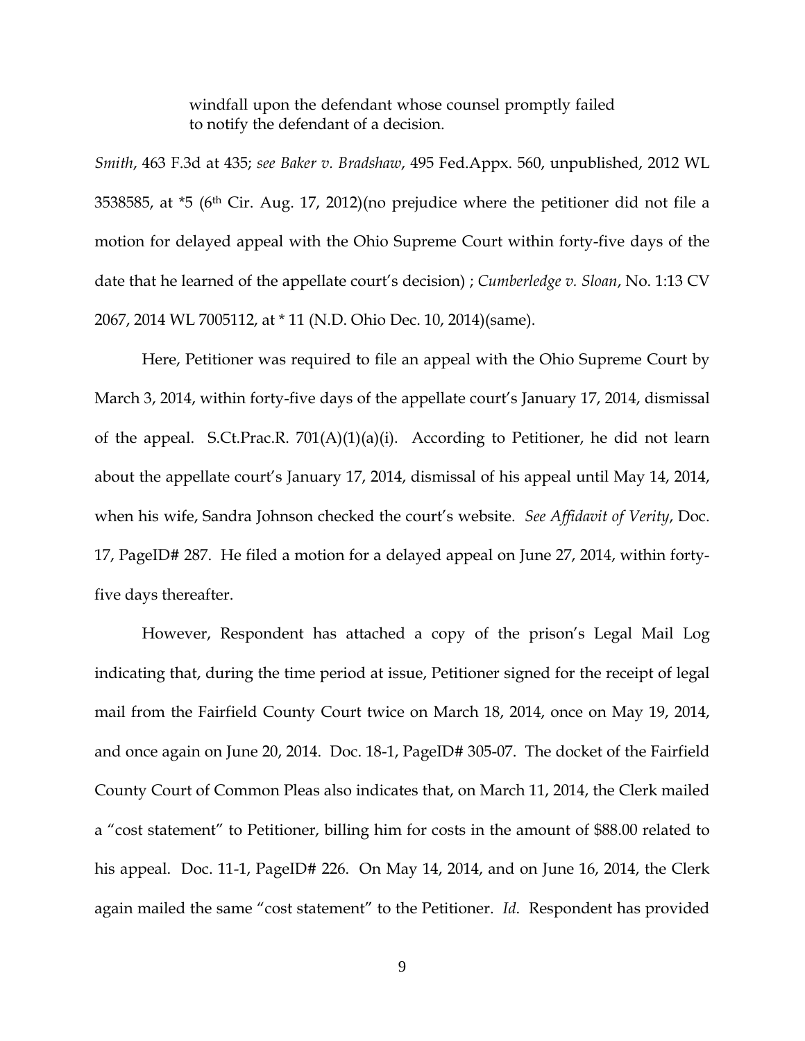windfall upon the defendant whose counsel promptly failed to notify the defendant of a decision.

*Smith*, 463 F.3d at 435; *see Baker v. Bradshaw*, 495 Fed.Appx. 560, unpublished, 2012 WL 3538585, at *5 (6th Cir. Aug. 17, 2012)(no prejudice where the petitioner did not file a motion for delayed appeal with the Ohio Supreme Court within forty-five days of the date that he learned of the appellate court's decision) ; *Cumberledge v. Sloan*, No. 1:13 CV 2067, 2014 WL 7005112, at * 11 (N.D. Ohio Dec. 10, 2014)(same).

Here, Petitioner was required to file an appeal with the Ohio Supreme Court by March 3, 2014, within forty-five days of the appellate court's January 17, 2014, dismissal of the appeal. S.Ct.Prac.R. 701(A)(1)(a)(i). According to Petitioner, he did not learn about the appellate court's January 17, 2014, dismissal of his appeal until May 14, 2014, when his wife, Sandra Johnson checked the court's website. *See Affidavit of Verity*, Doc. 17, PageID# 287. He filed a motion for a delayed appeal on June 27, 2014, within forty-five days thereafter.

However, Respondent has attached a copy of the prison's Legal Mail Log indicating that, during the time period at issue, Petitioner signed for the receipt of legal mail from the Fairfield County Court twice on March 18, 2014, once on May 19, 2014, and once again on June 20, 2014. Doc. 18-1, PageID# 305-07. The docket of the Fairfield County Court of Common Pleas also indicates that, on March 11, 2014, the Clerk mailed a "cost statement" to Petitioner, billing him for costs in the amount of $88.00 related to his appeal. Doc. 11-1, PageID# 226. On May 14, 2014, and on June 16, 2014, the Clerk again mailed the same "cost statement" to the Petitioner. *Id*. Respondent has provided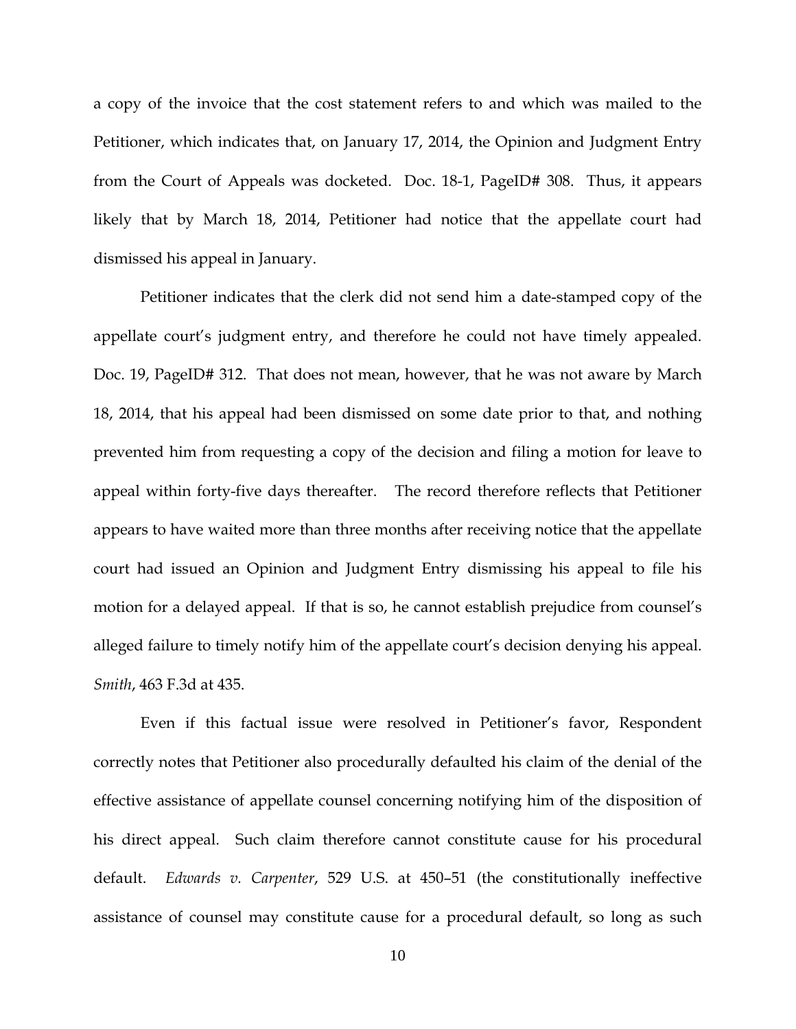a copy of the invoice that the cost statement refers to and which was mailed to the Petitioner, which indicates that, on January 17, 2014, the Opinion and Judgment Entry from the Court of Appeals was docketed. Doc. 18-1, PageID# 308. Thus, it appears likely that by March 18, 2014, Petitioner had notice that the appellate court had dismissed his appeal in January.

Petitioner indicates that the clerk did not send him a date-stamped copy of the appellate court's judgment entry, and therefore he could not have timely appealed. Doc. 19, PageID# 312. That does not mean, however, that he was not aware by March 18, 2014, that his appeal had been dismissed on some date prior to that, and nothing prevented him from requesting a copy of the decision and filing a motion for leave to appeal within forty-five days thereafter. The record therefore reflects that Petitioner appears to have waited more than three months after receiving notice that the appellate court had issued an Opinion and Judgment Entry dismissing his appeal to file his motion for a delayed appeal. If that is so, he cannot establish prejudice from counsel's alleged failure to timely notify him of the appellate court's decision denying his appeal. *Smith*, 463 F.3d at 435.

Even if this factual issue were resolved in Petitioner's favor, Respondent correctly notes that Petitioner also procedurally defaulted his claim of the denial of the effective assistance of appellate counsel concerning notifying him of the disposition of his direct appeal. Such claim therefore cannot constitute cause for his procedural default. *Edwards v. Carpenter*, 529 U.S. at 450–51 (the constitutionally ineffective assistance of counsel may constitute cause for a procedural default, so long as such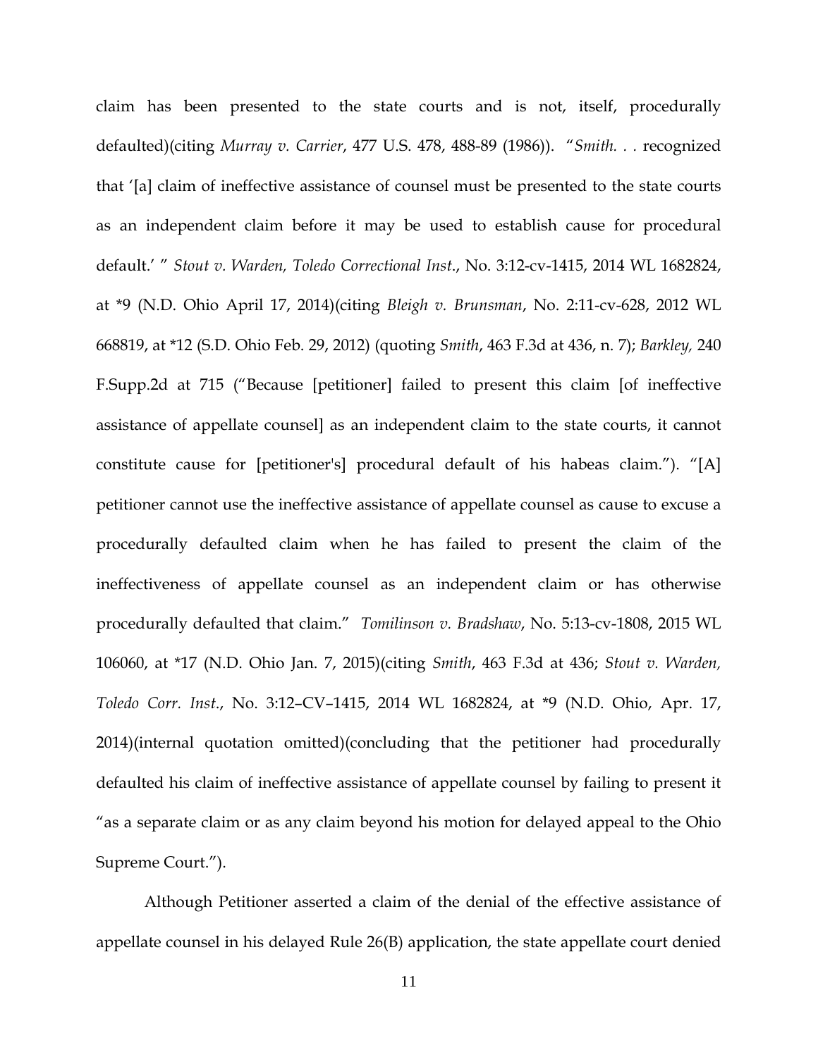claim has been presented to the state courts and is not, itself, procedurally defaulted)(citing *Murray v. Carrier*, 477 U.S. 478, 488-89 (1986)). "*Smith. . .* recognized that '[a] claim of ineffective assistance of counsel must be presented to the state courts as an independent claim before it may be used to establish cause for procedural default.' " *Stout v. Warden, Toledo Correctional Inst*., No. 3:12-cv-1415, 2014 WL 1682824, at *9 (N.D. Ohio April 17, 2014)(citing *Bleigh v. Brunsman*, No. 2:11-cv-628, 2012 WL 668819, at *12 (S.D. Ohio Feb. 29, 2012) (quoting *Smith*, 463 F.3d at 436, n. 7); *Barkley,* 240 F.Supp.2d at 715 ("Because [petitioner] failed to present this claim [of ineffective assistance of appellate counsel] as an independent claim to the state courts, it cannot constitute cause for [petitioner's] procedural default of his habeas claim."). "[A] petitioner cannot use the ineffective assistance of appellate counsel as cause to excuse a procedurally defaulted claim when he has failed to present the claim of the ineffectiveness of appellate counsel as an independent claim or has otherwise procedurally defaulted that claim." *Tomilinson v. Bradshaw*, No. 5:13-cv-1808, 2015 WL 106060, at *17 (N.D. Ohio Jan. 7, 2015)(citing *Smith*, 463 F.3d at 436; *Stout v. Warden, Toledo Corr. Inst*., No. 3:12–CV–1415, 2014 WL 1682824, at *9 (N.D. Ohio, Apr. 17, 2014)(internal quotation omitted)(concluding that the petitioner had procedurally defaulted his claim of ineffective assistance of appellate counsel by failing to present it "as a separate claim or as any claim beyond his motion for delayed appeal to the Ohio Supreme Court.").

Although Petitioner asserted a claim of the denial of the effective assistance of appellate counsel in his delayed Rule 26(B) application, the state appellate court denied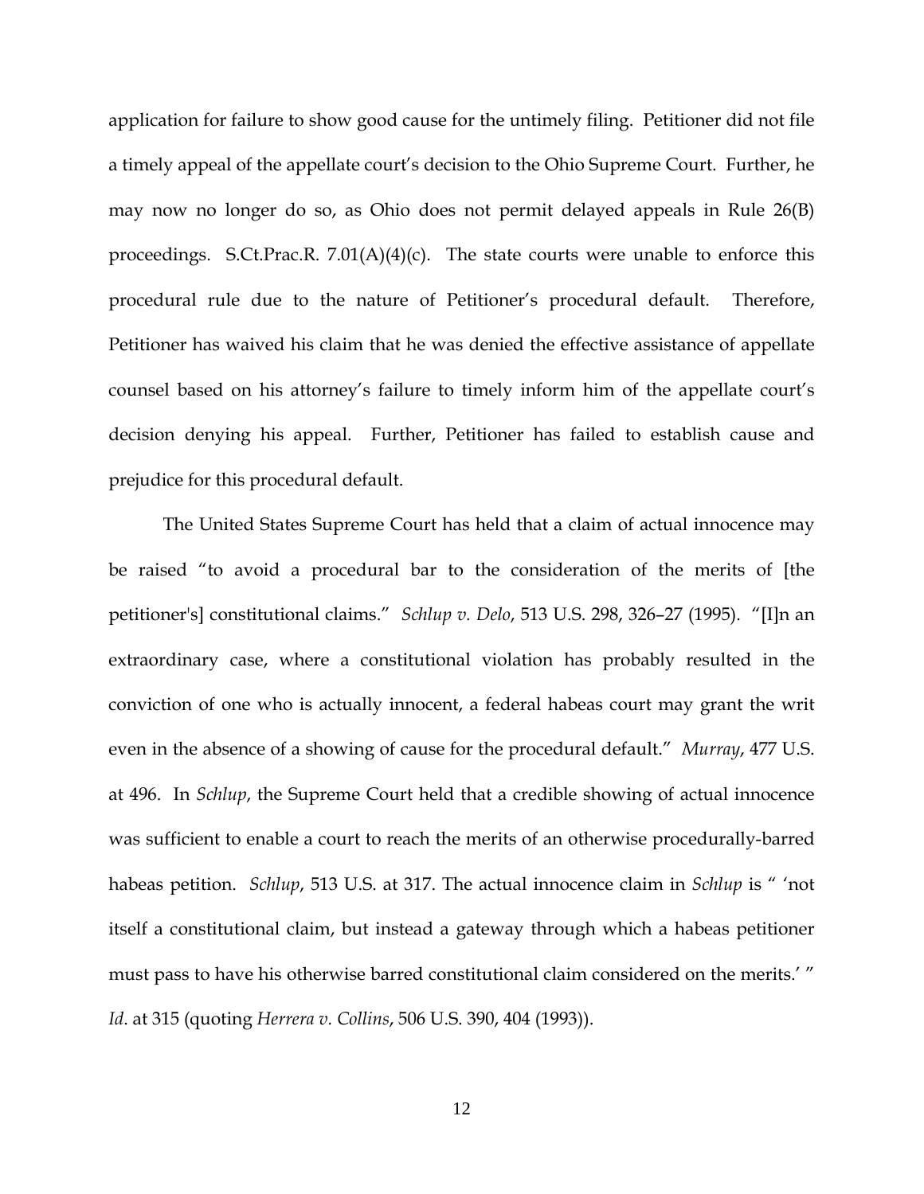application for failure to show good cause for the untimely filing. Petitioner did not file a timely appeal of the appellate court's decision to the Ohio Supreme Court. Further, he may now no longer do so, as Ohio does not permit delayed appeals in Rule 26(B) proceedings. S.Ct.Prac.R. 7.01(A)(4)(c). The state courts were unable to enforce this procedural rule due to the nature of Petitioner's procedural default. Therefore, Petitioner has waived his claim that he was denied the effective assistance of appellate counsel based on his attorney's failure to timely inform him of the appellate court's decision denying his appeal. Further, Petitioner has failed to establish cause and prejudice for this procedural default.

The United States Supreme Court has held that a claim of actual innocence may be raised "to avoid a procedural bar to the consideration of the merits of [the petitioner's] constitutional claims." *Schlup v. Delo*, 513 U.S. 298, 326–27 (1995). "[I]n an extraordinary case, where a constitutional violation has probably resulted in the conviction of one who is actually innocent, a federal habeas court may grant the writ even in the absence of a showing of cause for the procedural default." *Murray*, 477 U.S. at 496. In *Schlup*, the Supreme Court held that a credible showing of actual innocence was sufficient to enable a court to reach the merits of an otherwise procedurally-barred habeas petition. *Schlup*, 513 U.S. at 317. The actual innocence claim in *Schlup* is " 'not itself a constitutional claim, but instead a gateway through which a habeas petitioner must pass to have his otherwise barred constitutional claim considered on the merits.' " *Id*. at 315 (quoting *Herrera v. Collins*, 506 U.S. 390, 404 (1993)).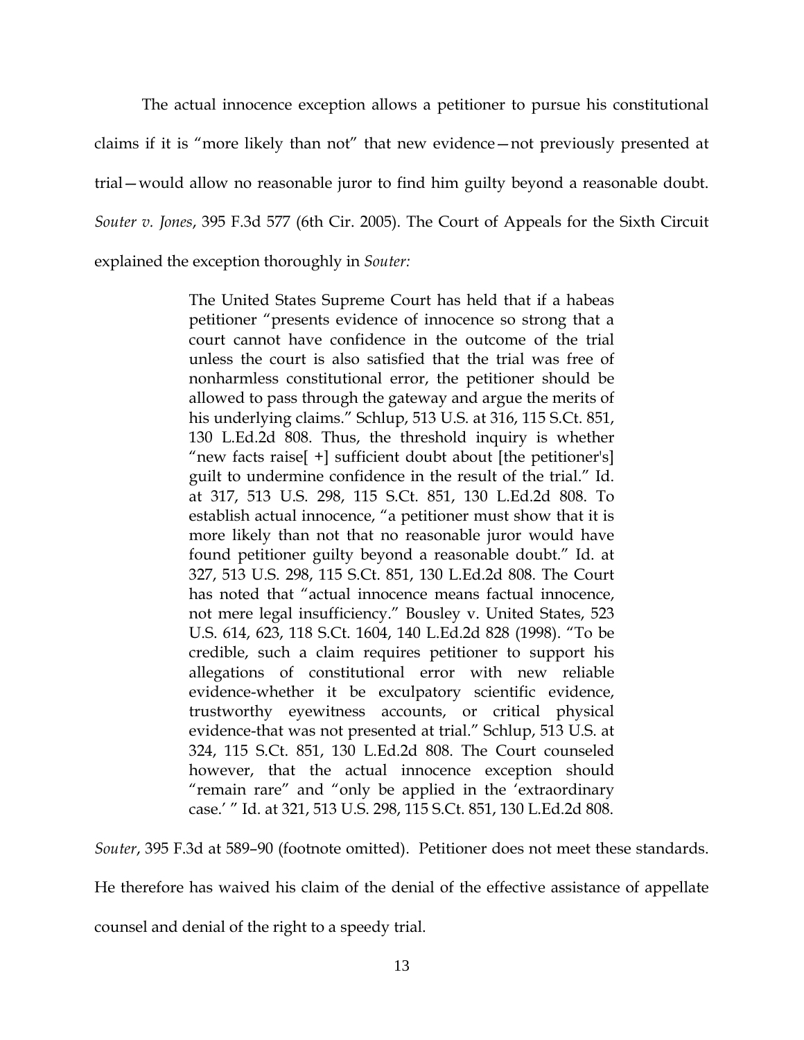The actual innocence exception allows a petitioner to pursue his constitutional claims if it is "more likely than not" that new evidence—not previously presented at trial—would allow no reasonable juror to find him guilty beyond a reasonable doubt. *Souter v. Jones*, 395 F.3d 577 (6th Cir. 2005). The Court of Appeals for the Sixth Circuit explained the exception thoroughly in *Souter:*

> The United States Supreme Court has held that if a habeas petitioner "presents evidence of innocence so strong that a court cannot have confidence in the outcome of the trial unless the court is also satisfied that the trial was free of nonharmless constitutional error, the petitioner should be allowed to pass through the gateway and argue the merits of his underlying claims." Schlup, 513 U.S. at 316, 115 S.Ct. 851, 130 L.Ed.2d 808. Thus, the threshold inquiry is whether "new facts raise[ +] sufficient doubt about [the petitioner's] guilt to undermine confidence in the result of the trial." Id. at 317, 513 U.S. 298, 115 S.Ct. 851, 130 L.Ed.2d 808. To establish actual innocence, "a petitioner must show that it is more likely than not that no reasonable juror would have found petitioner guilty beyond a reasonable doubt." Id. at 327, 513 U.S. 298, 115 S.Ct. 851, 130 L.Ed.2d 808. The Court has noted that "actual innocence means factual innocence, not mere legal insufficiency." Bousley v. United States, 523 U.S. 614, 623, 118 S.Ct. 1604, 140 L.Ed.2d 828 (1998). "To be credible, such a claim requires petitioner to support his allegations of constitutional error with new reliable evidence-whether it be exculpatory scientific evidence, trustworthy eyewitness accounts, or critical physical evidence-that was not presented at trial." Schlup, 513 U.S. at 324, 115 S.Ct. 851, 130 L.Ed.2d 808. The Court counseled however, that the actual innocence exception should "remain rare" and "only be applied in the 'extraordinary case.' " Id. at 321, 513 U.S. 298, 115 S.Ct. 851, 130 L.Ed.2d 808.

*Souter*, 395 F.3d at 589–90 (footnote omitted). Petitioner does not meet these standards. He therefore has waived his claim of the denial of the effective assistance of appellate counsel and denial of the right to a speedy trial.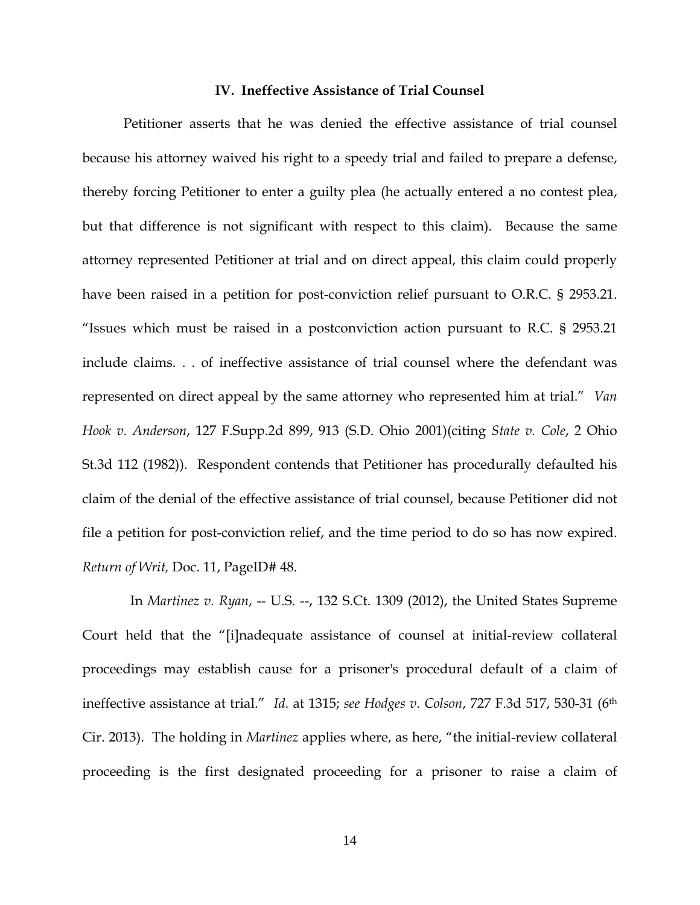### IV. Ineffective Assistance of Trial Counsel

Petitioner asserts that he was denied the effective assistance of trial counsel because his attorney waived his right to a speedy trial and failed to prepare a defense, thereby forcing Petitioner to enter a guilty plea (he actually entered a no contest plea, but that difference is not significant with respect to this claim). Because the same attorney represented Petitioner at trial and on direct appeal, this claim could properly have been raised in a petition for post-conviction relief pursuant to O.R.C. § 2953.21. "Issues which must be raised in a postconviction action pursuant to R.C. § 2953.21 include claims. . . of ineffective assistance of trial counsel where the defendant was represented on direct appeal by the same attorney who represented him at trial." *Van Hook v. Anderson*, 127 F.Supp.2d 899, 913 (S.D. Ohio 2001)(citing *State v. Cole*, 2 Ohio St.3d 112 (1982)). Respondent contends that Petitioner has procedurally defaulted his claim of the denial of the effective assistance of trial counsel, because Petitioner did not file a petition for post-conviction relief, and the time period to do so has now expired. *Return of Writ,* Doc. 11, PageID# 48.

In *Martinez v. Ryan*, -- U.S. --, 132 S.Ct. 1309 (2012), the United States Supreme Court held that the "[i]nadequate assistance of counsel at initial-review collateral proceedings may establish cause for a prisoner's procedural default of a claim of ineffective assistance at trial." *Id*. at 1315; *see Hodges v. Colson*, 727 F.3d 517, 530-31 (6th Cir. 2013). The holding in *Martinez* applies where, as here, "the initial-review collateral proceeding is the first designated proceeding for a prisoner to raise a claim of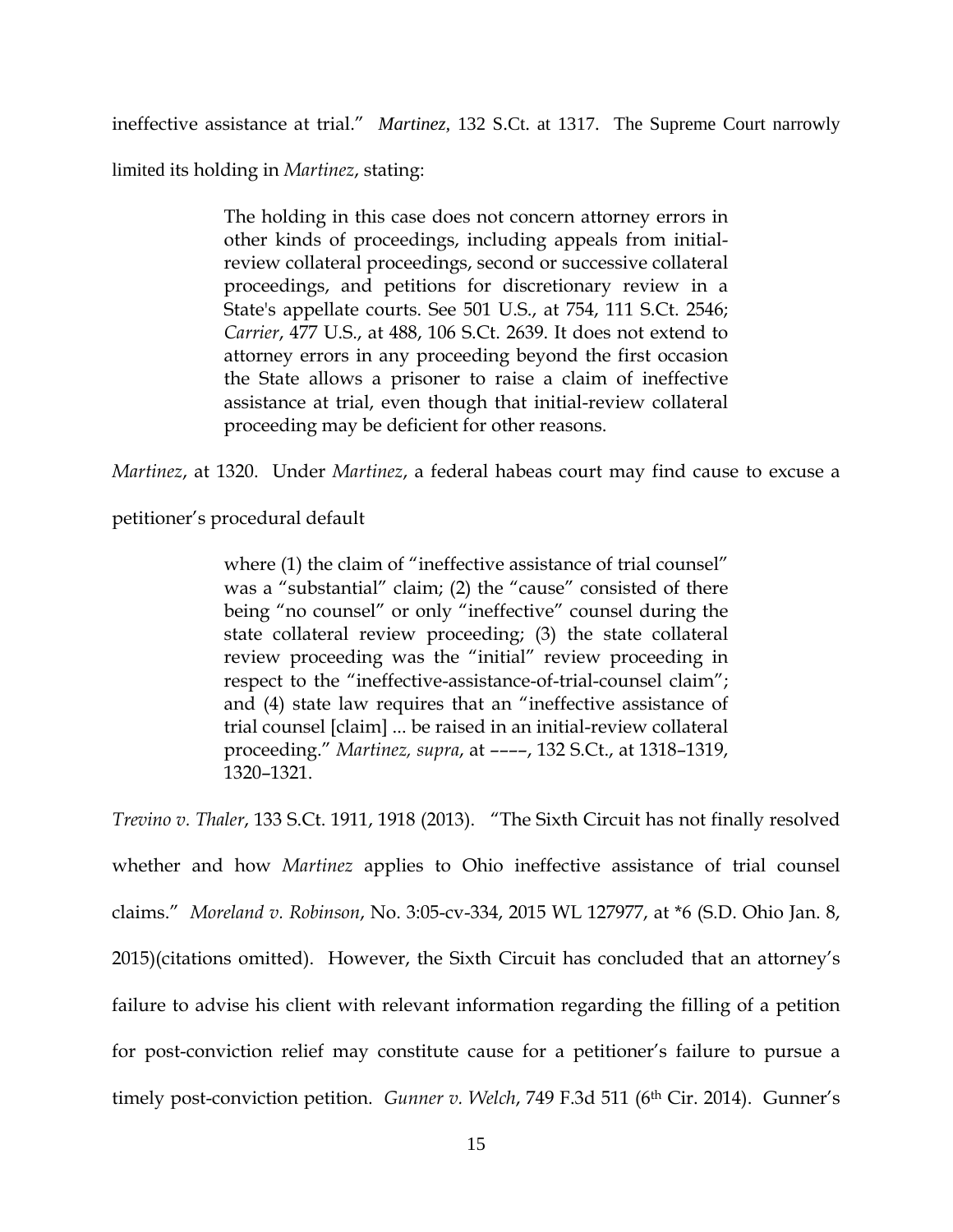ineffective assistance at trial." *Martinez*, 132 S.Ct. at 1317. The Supreme Court narrowly limited its holding in *Martinez*, stating:

> The holding in this case does not concern attorney errors in other kinds of proceedings, including appeals from initial-review collateral proceedings, second or successive collateral proceedings, and petitions for discretionary review in a State's appellate courts. See 501 U.S., at 754, 111 S.Ct. 2546; *Carrier*, 477 U.S., at 488, 106 S.Ct. 2639. It does not extend to attorney errors in any proceeding beyond the first occasion the State allows a prisoner to raise a claim of ineffective assistance at trial, even though that initial-review collateral proceeding may be deficient for other reasons.

*Martinez*, at 1320. Under *Martinez*, a federal habeas court may find cause to excuse a petitioner's procedural default

> where (1) the claim of "ineffective assistance of trial counsel" was a "substantial" claim; (2) the "cause" consisted of there being "no counsel" or only "ineffective" counsel during the state collateral review proceeding; (3) the state collateral review proceeding was the "initial" review proceeding in respect to the "ineffective-assistance-of-trial-counsel claim"; and (4) state law requires that an "ineffective assistance of trial counsel [claim] ... be raised in an initial-review collateral proceeding." *Martinez, supra*, at ––––, 132 S.Ct., at 1318–1319, 1320–1321.

*Trevino v. Thaler*, 133 S.Ct. 1911, 1918 (2013). "The Sixth Circuit has not finally resolved whether and how *Martinez* applies to Ohio ineffective assistance of trial counsel claims." *Moreland v. Robinson*, No. 3:05-cv-334, 2015 WL 127977, at *6 (S.D. Ohio Jan. 8, 2015)(citations omitted). However, the Sixth Circuit has concluded that an attorney's failure to advise his client with relevant information regarding the filling of a petition for post-conviction relief may constitute cause for a petitioner's failure to pursue a timely post-conviction petition. *Gunner v. Welch*, 749 F.3d 511 (6th Cir. 2014). Gunner's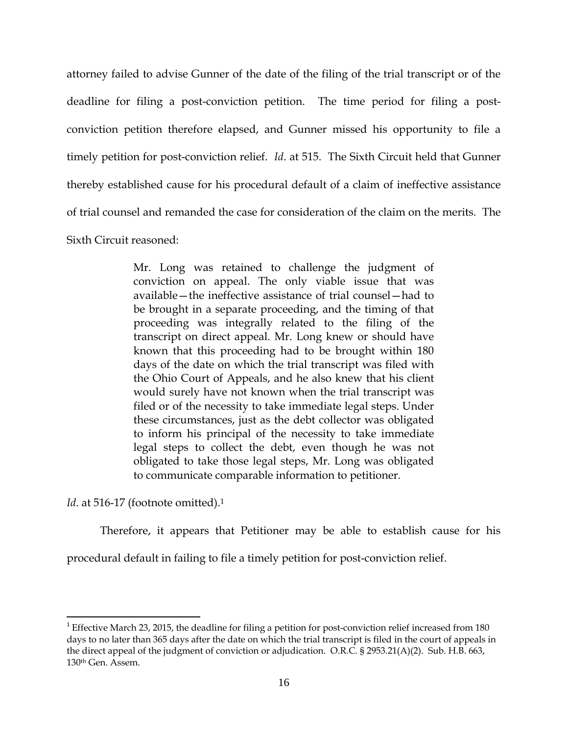attorney failed to advise Gunner of the date of the filing of the trial transcript or of the deadline for filing a post-conviction petition. The time period for filing a post-conviction petition therefore elapsed, and Gunner missed his opportunity to file a timely petition for post-conviction relief. *Id*. at 515. The Sixth Circuit held that Gunner thereby established cause for his procedural default of a claim of ineffective assistance of trial counsel and remanded the case for consideration of the claim on the merits. The Sixth Circuit reasoned:

> Mr. Long was retained to challenge the judgment of conviction on appeal. The only viable issue that was available—the ineffective assistance of trial counsel—had to be brought in a separate proceeding, and the timing of that proceeding was integrally related to the filing of the transcript on direct appeal. Mr. Long knew or should have known that this proceeding had to be brought within 180 days of the date on which the trial transcript was filed with the Ohio Court of Appeals, and he also knew that his client would surely have not known when the trial transcript was filed or of the necessity to take immediate legal steps. Under these circumstances, just as the debt collector was obligated to inform his principal of the necessity to take immediate legal steps to collect the debt, even though he was not obligated to take those legal steps, Mr. Long was obligated to communicate comparable information to petitioner.

*Id*. at 516-17 (footnote omitted).[1]

Therefore, it appears that Petitioner may be able to establish cause for his procedural default in failing to file a timely petition for post-conviction relief.

---

[1] Effective March 23, 2015, the deadline for filing a petition for post-conviction relief increased from 180 days to no later than 365 days after the date on which the trial transcript is filed in the court of appeals in the direct appeal of the judgment of conviction or adjudication. O.R.C. § 2953.21(A)(2). Sub. H.B. 663, 130th Gen. Assem.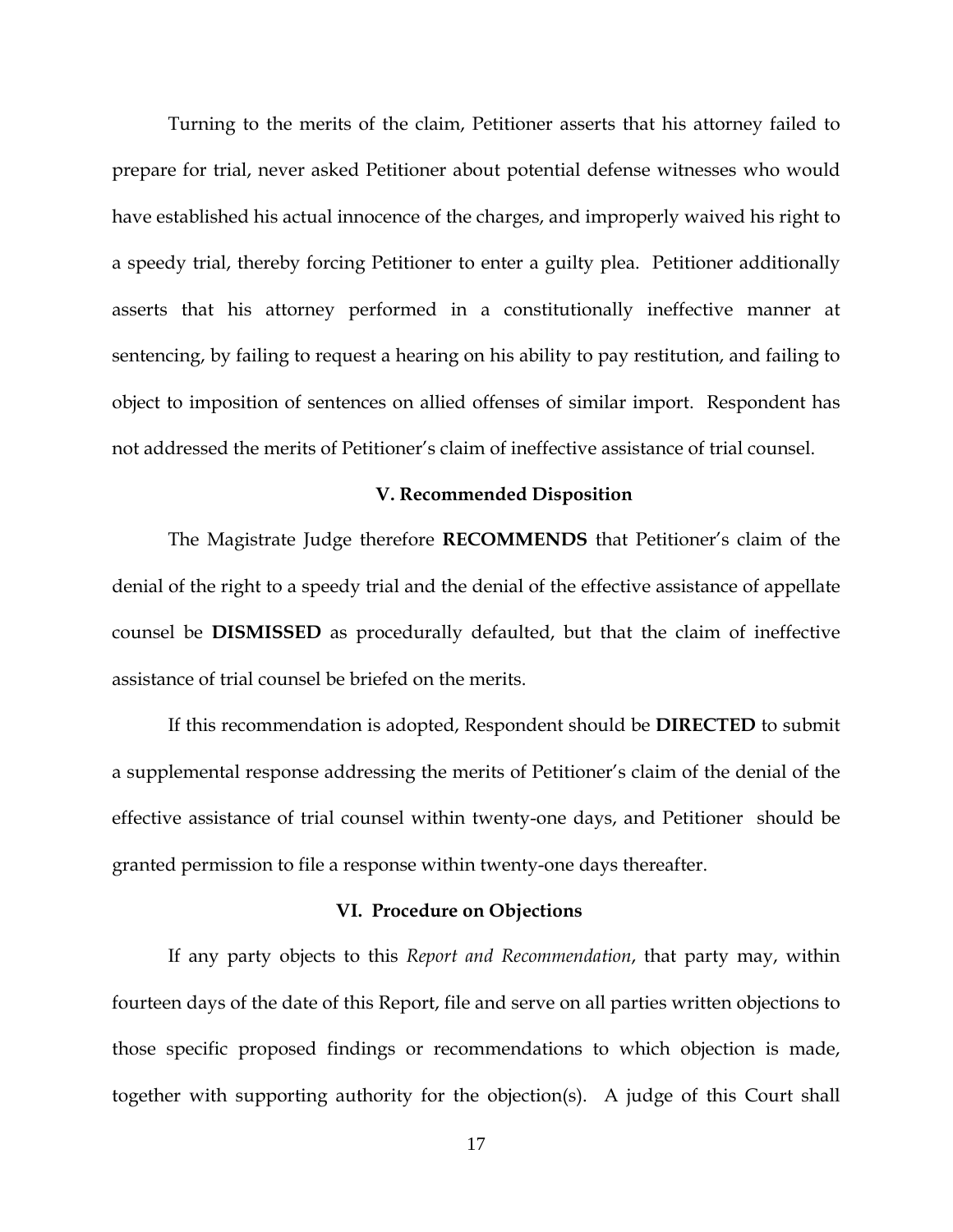Turning to the merits of the claim, Petitioner asserts that his attorney failed to prepare for trial, never asked Petitioner about potential defense witnesses who would have established his actual innocence of the charges, and improperly waived his right to a speedy trial, thereby forcing Petitioner to enter a guilty plea. Petitioner additionally asserts that his attorney performed in a constitutionally ineffective manner at sentencing, by failing to request a hearing on his ability to pay restitution, and failing to object to imposition of sentences on allied offenses of similar import. Respondent has not addressed the merits of Petitioner's claim of ineffective assistance of trial counsel.

## V. Recommended Disposition

The Magistrate Judge therefore **RECOMMENDS** that Petitioner's claim of the denial of the right to a speedy trial and the denial of the effective assistance of appellate counsel be **DISMISSED** as procedurally defaulted, but that the claim of ineffective assistance of trial counsel be briefed on the merits.

If this recommendation is adopted, Respondent should be **DIRECTED** to submit a supplemental response addressing the merits of Petitioner's claim of the denial of the effective assistance of trial counsel within twenty-one days, and Petitioner should be granted permission to file a response within twenty-one days thereafter.

## VI. Procedure on Objections

If any party objects to this *Report and Recommendation*, that party may, within fourteen days of the date of this Report, file and serve on all parties written objections to those specific proposed findings or recommendations to which objection is made, together with supporting authority for the objection(s). A judge of this Court shall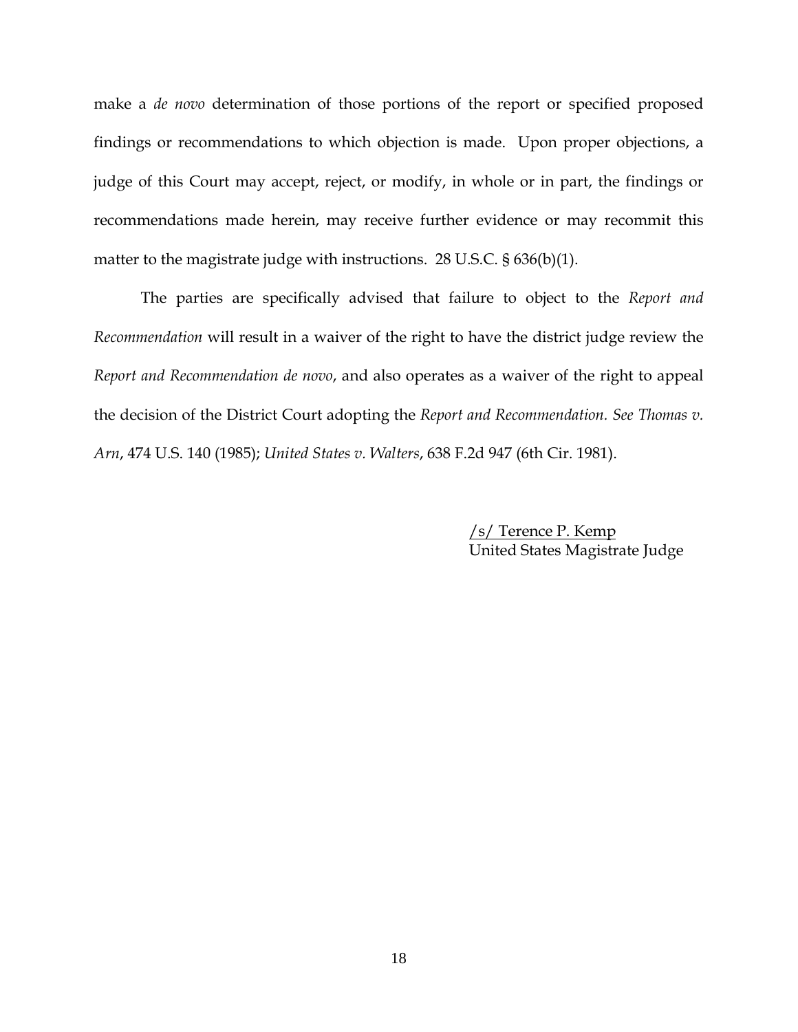make a *de novo* determination of those portions of the report or specified proposed findings or recommendations to which objection is made. Upon proper objections, a judge of this Court may accept, reject, or modify, in whole or in part, the findings or recommendations made herein, may receive further evidence or may recommit this matter to the magistrate judge with instructions. 28 U.S.C. § 636(b)(1).

The parties are specifically advised that failure to object to the *Report and Recommendation* will result in a waiver of the right to have the district judge review the *Report and Recommendation de novo*, and also operates as a waiver of the right to appeal the decision of the District Court adopting the *Report and Recommendation. See Thomas v. Arn*, 474 U.S. 140 (1985); *United States v. Walters*, 638 F.2d 947 (6th Cir. 1981).

/s/ Terence P. Kemp
United States Magistrate Judge